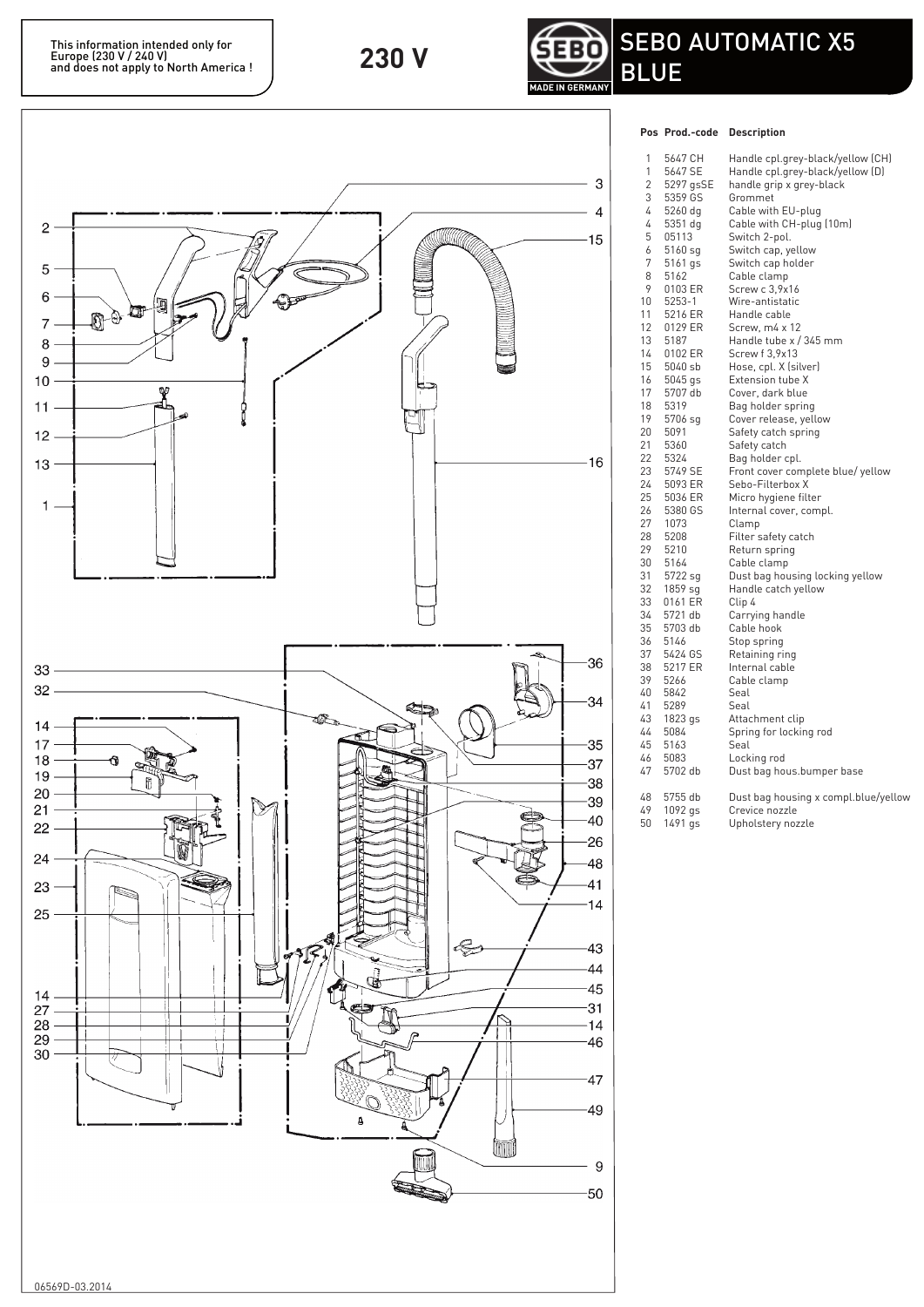This information intended only for Europe (230 V / 240 V) and does not apply to North America !

**230 V**

# SEBO AUTOMATIC X5 BLUE

MADE IN GERMANY

| Pos | Prod.-code | Description |
|---|---|---|
| 1 | 5647 CH | Handle cpl.grey-black/yellow (CH) |
| 1 | 5647 SE | Handle cpl.grey-black/yellow (D) |
| 2 | 5297 gsSE | handle grip x grey-black |
| 3 | 5359 GS | Grommet |
| 4 | 5260 dg | Cable with EU-plug |
| 4 | 5351 dg | Cable with CH-plug (10m) |
| 5 | 05113 | Switch 2-pol. |
| 6 | 5160 sg | Switch cap, yellow |
| 7 | 5161 gs | Switch cap holder |
| 8 | 5162 | Cable clamp |
| 9 | 0103 ER | Screw c 3,9x16 |
| 10 | 5253-1 | Wire-antistatic |
| 11 | 5216 ER | Handle cable |
| 12 | 0129 ER | Screw, m4 x 12 |
| 13 | 5187 | Handle tube x / 345 mm |
| 14 | 0102 ER | Screw f 3,9x13 |
| 15 | 5040 sb | Hose, cpl. X (silver) |
| 16 | 5045 gs | Extension tube X |
| 17 | 5707 db | Cover, dark blue |
| 18 | 5319 | Bag holder spring |
| 19 | 5706 sg | Cover release, yellow |
| 20 | 5091 | Safety catch spring |
| 21 | 5360 | Safety catch |
| 22 | 5324 | Bag holder cpl. |
| 23 | 5749 SE | Front cover complete blue/ yellow |
| 24 | 5093 ER | Sebo-Filterbox X |
| 25 | 5036 ER | Micro hygiene filter |
| 26 | 5380 GS | Internal cover, compl. |
| 27 | 1073 | Clamp |
| 28 | 5208 | Filter safety catch |
| 29 | 5210 | Return spring |
| 30 | 5164 | Cable clamp |
| 31 | 5722 sg | Dust bag housing locking yellow |
| 32 | 1859 sg | Handle catch yellow |
| 33 | 0161 ER | Clip 4 |
| 34 | 5721 db | Carrying handle |
| 35 | 5703 db | Cable hook |
| 36 | 5146 | Stop spring |
| 37 | 5424 GS | Retaining ring |
| 38 | 5217 ER | Internal cable |
| 39 | 5266 | Cable clamp |
| 40 | 5842 | Seal |
| 41 | 5289 | Seal |
| 43 | 1823 gs | Attachment clip |
| 44 | 5084 | Spring for locking rod |
| 45 | 5163 | Seal |
| 46 | 5083 | Locking rod |
| 47 | 5702 db | Dust bag hous.bumper base |
| 48 | 5755 db | Dust bag housing x compl.blue/yellow |
| 49 | 1092 gs | Crevice nozzle |
| 50 | 1491 gs | Upholstery nozzle |

06569D-03.2014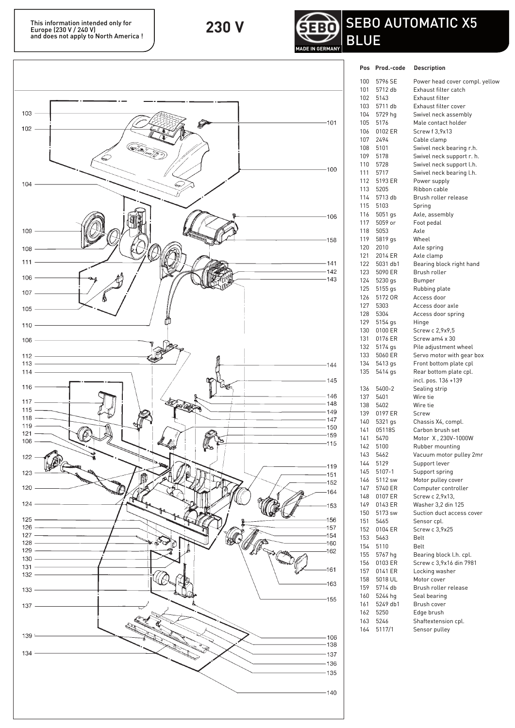This information intended only for Europe (230 V / 240 V) and does not apply to North America !

**230 V**

SEBO MADE IN GERMANY

# SEBO AUTOMATIC X5 BLUE

103
102
104
109
108
111
106
107
105
110
106
112
113
114
116
117
115
118
119
121
106
122
123
120
124
125
126
127
128
129
130
131
132
133
137
139
134
101
100
106
158
141
142
143
144
145
146
148
149
147
150
159
115
119
151
152
164
153
156
157
154
160
162
161
163
155
106
138
137
136
135
140

| Pos | Prod.-code | Description |
|---|---|---|
| 100 | 5796 SE | Power head cover compl. yellow |
| 101 | 5712 db | Exhaust filter catch |
| 102 | 5143 | Exhaust filter |
| 103 | 5711 db | Exhaust filter cover |
| 104 | 5729 hg | Swivel neck assembly |
| 105 | 5176 | Male contact holder |
| 106 | 0102 ER | Screw f 3,9x13 |
| 107 | 2494 | Cable clamp |
| 108 | 5101 | Swivel neck bearing r.h. |
| 109 | 5178 | Swivel neck support r. h. |
| 110 | 5728 | Swivel neck support l.h. |
| 111 | 5717 | Swivel neck bearing l.h. |
| 112 | 5193 ER | Power supply |
| 113 | 5205 | Ribbon cable |
| 114 | 5713 db | Brush roller release |
| 115 | 5103 | Spring |
| 116 | 5051 gs | Axle, assembly |
| 117 | 5059 or | Foot pedal |
| 118 | 5053 | Axle |
| 119 | 5819 gs | Wheel |
| 120 | 2010 | Axle spring |
| 121 | 2014 ER | Axle clamp |
| 122 | 5031 db1 | Bearing block right hand |
| 123 | 5090 ER | Brush roller |
| 124 | 5230 gs | Bumper |
| 125 | 5155 gs | Rubbing plate |
| 126 | 5172 OR | Access door |
| 127 | 5303 | Access door axle |
| 128 | 5304 | Access door spring |
| 129 | 5154 gs | Hinge |
| 130 | 0100 ER | Screw c 2,9x9,5 |
| 131 | 0176 ER | Screw am4 x 30 |
| 132 | 5174 gs | Pile adjustment wheel |
| 133 | 5060 ER | Servo motor with gear box |
| 134 | 5413 gs | Front bottom plate cpl |
| 135 | 5414 gs | Rear bottom plate cpl. incl. pos. 136 +139 |
| 136 | 5400-2 | Sealing strip |
| 137 | 5401 | Wire tie |
| 138 | 5402 | Wire tie |
| 139 | 0197 ER | Screw |
| 140 | 5321 gs | Chassis X4, compl. |
| 141 | 05118S | Carbon brush set |
| 141 | 5470 | Motor X , 230V-1000W |
| 142 | 5100 | Rubber mounting |
| 143 | 5462 | Vacuum motor pulley 2mr |
| 144 | 5129 | Support lever |
| 145 | 5107-1 | Support spring |
| 146 | 5112 sw | Motor pulley cover |
| 147 | 5740 ER | Computer controller |
| 148 | 0107 ER | Screw c 2,9x13, |
| 149 | 0143 ER | Washer 3,2 din 125 |
| 150 | 5173 sw | Suction duct access cover |
| 151 | 5465 | Sensor cpl. |
| 152 | 0104 ER | Screw c 3,9x25 |
| 153 | 5463 | Belt |
| 154 | 5110 | Belt |
| 155 | 5767 hg | Bearing block l.h. cpl. |
| 156 | 0103 ER | Screw c 3,9x16 din 7981 |
| 157 | 0141 ER | Locking washer |
| 158 | 5018 UL | Motor cover |
| 159 | 5714 db | Brush roller release |
| 160 | 5244 hg | Seal bearing |
| 161 | 5249 db1 | Brush cover |
| 162 | 5250 | Edge brush |
| 163 | 5246 | Shaftextension cpl. |
| 164 | 5117/1 | Sensor pulley |